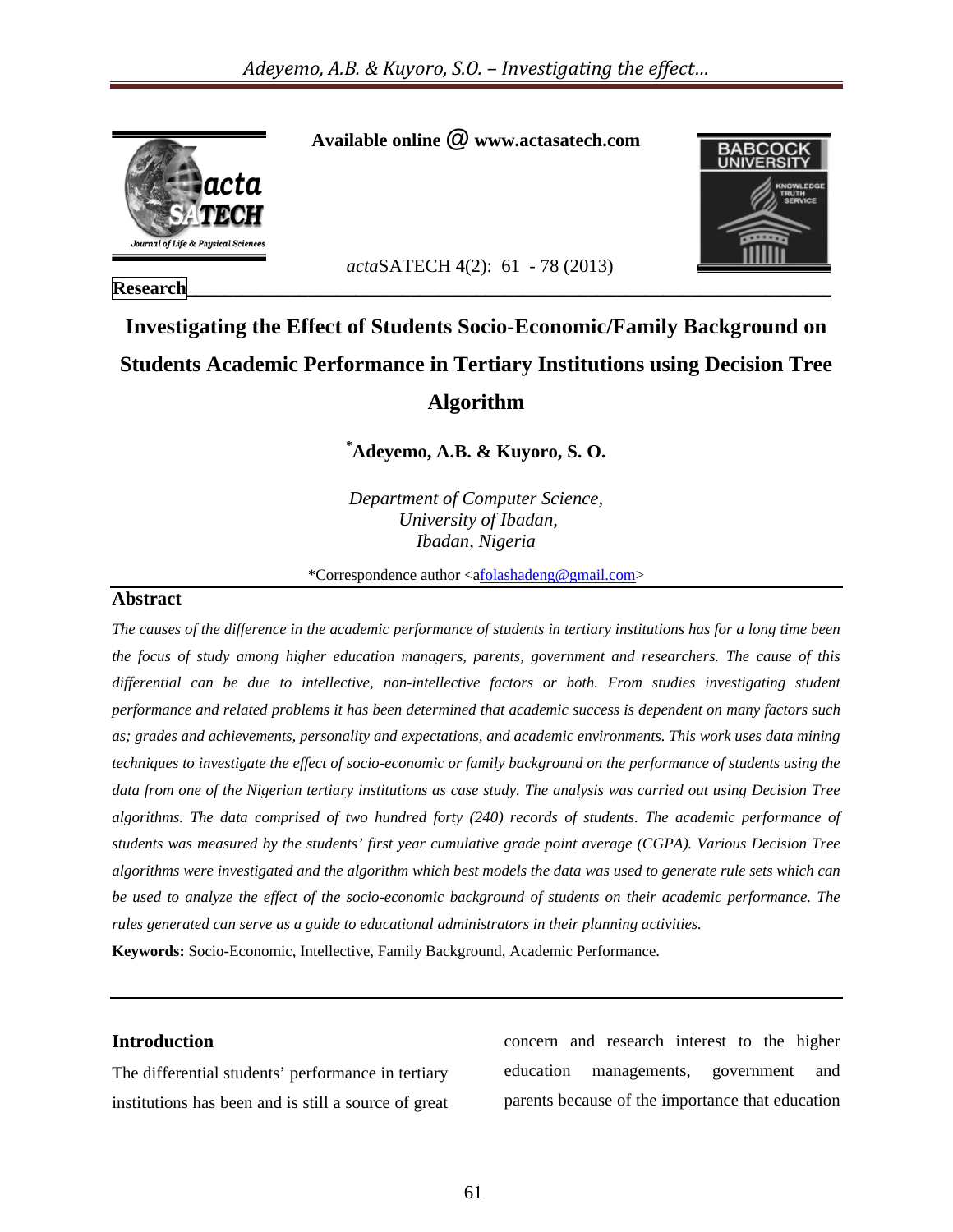Available online @ www.actasatech.com

*acta*SATECH **4**(2): 61 - 78 (2013)

**Research**

# Investigating the Effect of Students Socio-Economic/Family Background on Students Academic Performance in Tertiary Institutions using Decision Tree Algorithm

**[*]Adeyemo, A.B. & Kuyoro, S. O.**

*Department of Computer Science,*
*University of Ibadan,*
*Ibadan, Nigeria*

*Correspondence author <afolashadeng@gmail.com>

## Abstract

*The causes of the difference in the academic performance of students in tertiary institutions has for a long time been the focus of study among higher education managers, parents, government and researchers. The cause of this differential can be due to intellective, non-intellective factors or both. From studies investigating student performance and related problems it has been determined that academic success is dependent on many factors such as; grades and achievements, personality and expectations, and academic environments. This work uses data mining techniques to investigate the effect of socio-economic or family background on the performance of students using the data from one of the Nigerian tertiary institutions as case study. The analysis was carried out using Decision Tree algorithms. The data comprised of two hundred forty (240) records of students. The academic performance of students was measured by the students' first year cumulative grade point average (CGPA). Various Decision Tree algorithms were investigated and the algorithm which best models the data was used to generate rule sets which can be used to analyze the effect of the socio-economic background of students on their academic performance. The rules generated can serve as a guide to educational administrators in their planning activities.*

**Keywords:** Socio-Economic, Intellective, Family Background, Academic Performance.

## Introduction

The differential students' performance in tertiary institutions has been and is still a source of great concern and research interest to the higher education managements, government and parents because of the importance that education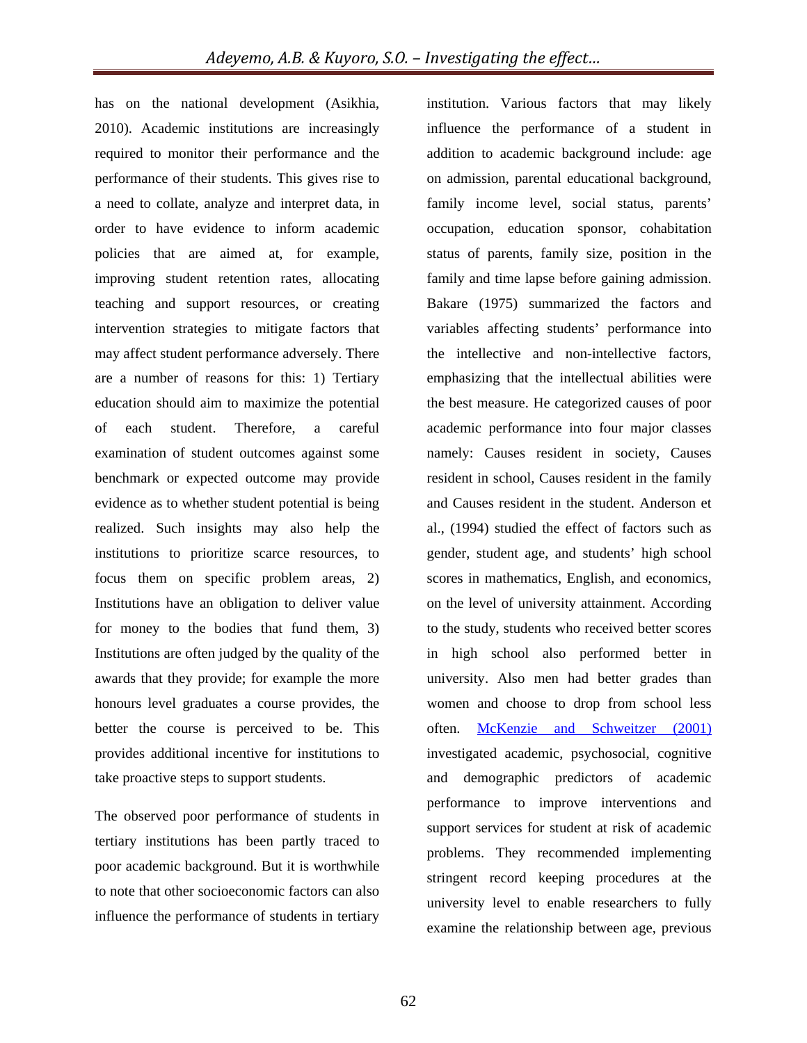has on the national development (Asikhia, 2010). Academic institutions are increasingly required to monitor their performance and the performance of their students. This gives rise to a need to collate, analyze and interpret data, in order to have evidence to inform academic policies that are aimed at, for example, improving student retention rates, allocating teaching and support resources, or creating intervention strategies to mitigate factors that may affect student performance adversely. There are a number of reasons for this: 1) Tertiary education should aim to maximize the potential of each student. Therefore, a careful examination of student outcomes against some benchmark or expected outcome may provide evidence as to whether student potential is being realized. Such insights may also help the institutions to prioritize scarce resources, to focus them on specific problem areas, 2) Institutions have an obligation to deliver value for money to the bodies that fund them, 3) Institutions are often judged by the quality of the awards that they provide; for example the more honours level graduates a course provides, the better the course is perceived to be. This provides additional incentive for institutions to take proactive steps to support students.

The observed poor performance of students in tertiary institutions has been partly traced to poor academic background. But it is worthwhile to note that other socioeconomic factors can also influence the performance of students in tertiary institution. Various factors that may likely influence the performance of a student in addition to academic background include: age on admission, parental educational background, family income level, social status, parents' occupation, education sponsor, cohabitation status of parents, family size, position in the family and time lapse before gaining admission. Bakare (1975) summarized the factors and variables affecting students' performance into the intellective and non-intellective factors, emphasizing that the intellectual abilities were the best measure. He categorized causes of poor academic performance into four major classes namely: Causes resident in society, Causes resident in school, Causes resident in the family and Causes resident in the student. Anderson et al., (1994) studied the effect of factors such as gender, student age, and students' high school scores in mathematics, English, and economics, on the level of university attainment. According to the study, students who received better scores in high school also performed better in university. Also men had better grades than women and choose to drop from school less often. McKenzie and Schweitzer (2001) investigated academic, psychosocial, cognitive and demographic predictors of academic performance to improve interventions and support services for student at risk of academic problems. They recommended implementing stringent record keeping procedures at the university level to enable researchers to fully examine the relationship between age, previous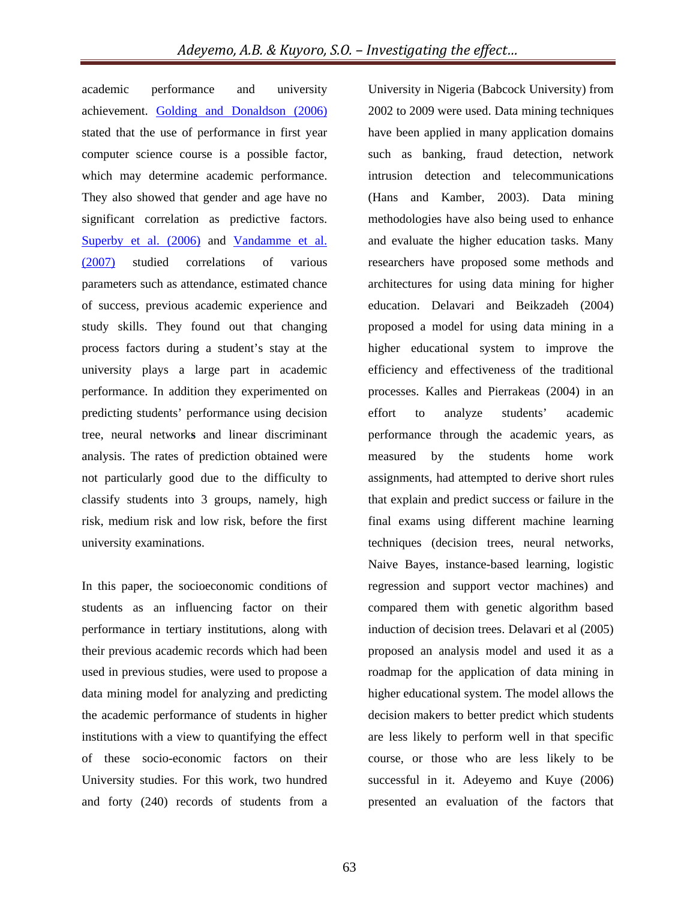academic performance and university achievement. Golding and Donaldson (2006) stated that the use of performance in first year computer science course is a possible factor, which may determine academic performance. They also showed that gender and age have no significant correlation as predictive factors. Superby et al. (2006) and Vandamme et al. (2007) studied correlations of various parameters such as attendance, estimated chance of success, previous academic experience and study skills. They found out that changing process factors during a student's stay at the university plays a large part in academic performance. In addition they experimented on predicting students' performance using decision tree, neural network**s** and linear discriminant analysis. The rates of prediction obtained were not particularly good due to the difficulty to classify students into 3 groups, namely, high risk, medium risk and low risk, before the first university examinations.

In this paper, the socioeconomic conditions of students as an influencing factor on their performance in tertiary institutions, along with their previous academic records which had been used in previous studies, were used to propose a data mining model for analyzing and predicting the academic performance of students in higher institutions with a view to quantifying the effect of these socio-economic factors on their University studies. For this work, two hundred and forty (240) records of students from a University in Nigeria (Babcock University) from 2002 to 2009 were used. Data mining techniques have been applied in many application domains such as banking, fraud detection, network intrusion detection and telecommunications (Hans and Kamber, 2003). Data mining methodologies have also being used to enhance and evaluate the higher education tasks. Many researchers have proposed some methods and architectures for using data mining for higher education. Delavari and Beikzadeh (2004) proposed a model for using data mining in a higher educational system to improve the efficiency and effectiveness of the traditional processes. Kalles and Pierrakeas (2004) in an effort to analyze students' academic performance through the academic years, as measured by the students home work assignments, had attempted to derive short rules that explain and predict success or failure in the final exams using different machine learning techniques (decision trees, neural networks, Naive Bayes, instance-based learning, logistic regression and support vector machines) and compared them with genetic algorithm based induction of decision trees. Delavari et al (2005) proposed an analysis model and used it as a roadmap for the application of data mining in higher educational system. The model allows the decision makers to better predict which students are less likely to perform well in that specific course, or those who are less likely to be successful in it. Adeyemo and Kuye (2006) presented an evaluation of the factors that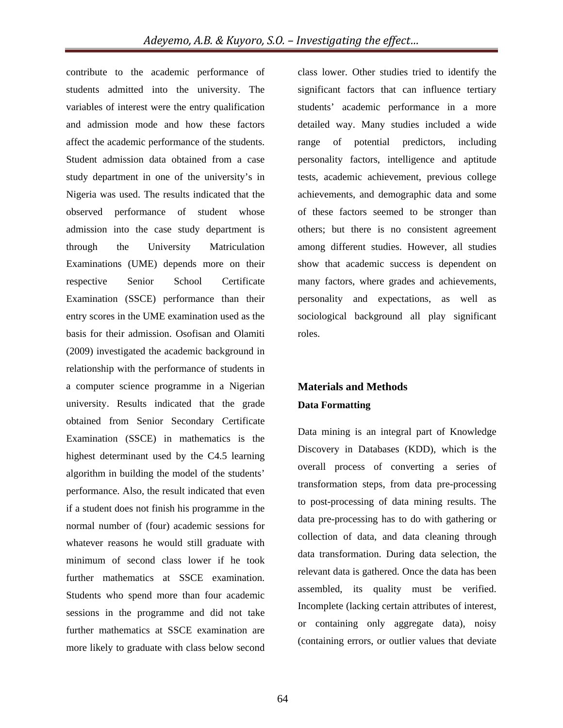contribute to the academic performance of students admitted into the university. The variables of interest were the entry qualification and admission mode and how these factors affect the academic performance of the students. Student admission data obtained from a case study department in one of the university's in Nigeria was used. The results indicated that the observed performance of student whose admission into the case study department is through the University Matriculation Examinations (UME) depends more on their respective Senior School Certificate Examination (SSCE) performance than their entry scores in the UME examination used as the basis for their admission. Osofisan and Olamiti (2009) investigated the academic background in relationship with the performance of students in a computer science programme in a Nigerian university. Results indicated that the grade obtained from Senior Secondary Certificate Examination (SSCE) in mathematics is the highest determinant used by the C4.5 learning algorithm in building the model of the students' performance. Also, the result indicated that even if a student does not finish his programme in the normal number of (four) academic sessions for whatever reasons he would still graduate with minimum of second class lower if he took further mathematics at SSCE examination. Students who spend more than four academic sessions in the programme and did not take further mathematics at SSCE examination are more likely to graduate with class below second class lower. Other studies tried to identify the significant factors that can influence tertiary students' academic performance in a more detailed way. Many studies included a wide range of potential predictors, including personality factors, intelligence and aptitude tests, academic achievement, previous college achievements, and demographic data and some of these factors seemed to be stronger than others; but there is no consistent agreement among different studies. However, all studies show that academic success is dependent on many factors, where grades and achievements, personality and expectations, as well as sociological background all play significant roles.

## Materials and Methods

### Data Formatting

Data mining is an integral part of Knowledge Discovery in Databases (KDD), which is the overall process of converting a series of transformation steps, from data pre-processing to post-processing of data mining results. The data pre-processing has to do with gathering or collection of data, and data cleaning through data transformation. During data selection, the relevant data is gathered. Once the data has been assembled, its quality must be verified. Incomplete (lacking certain attributes of interest, or containing only aggregate data), noisy (containing errors, or outlier values that deviate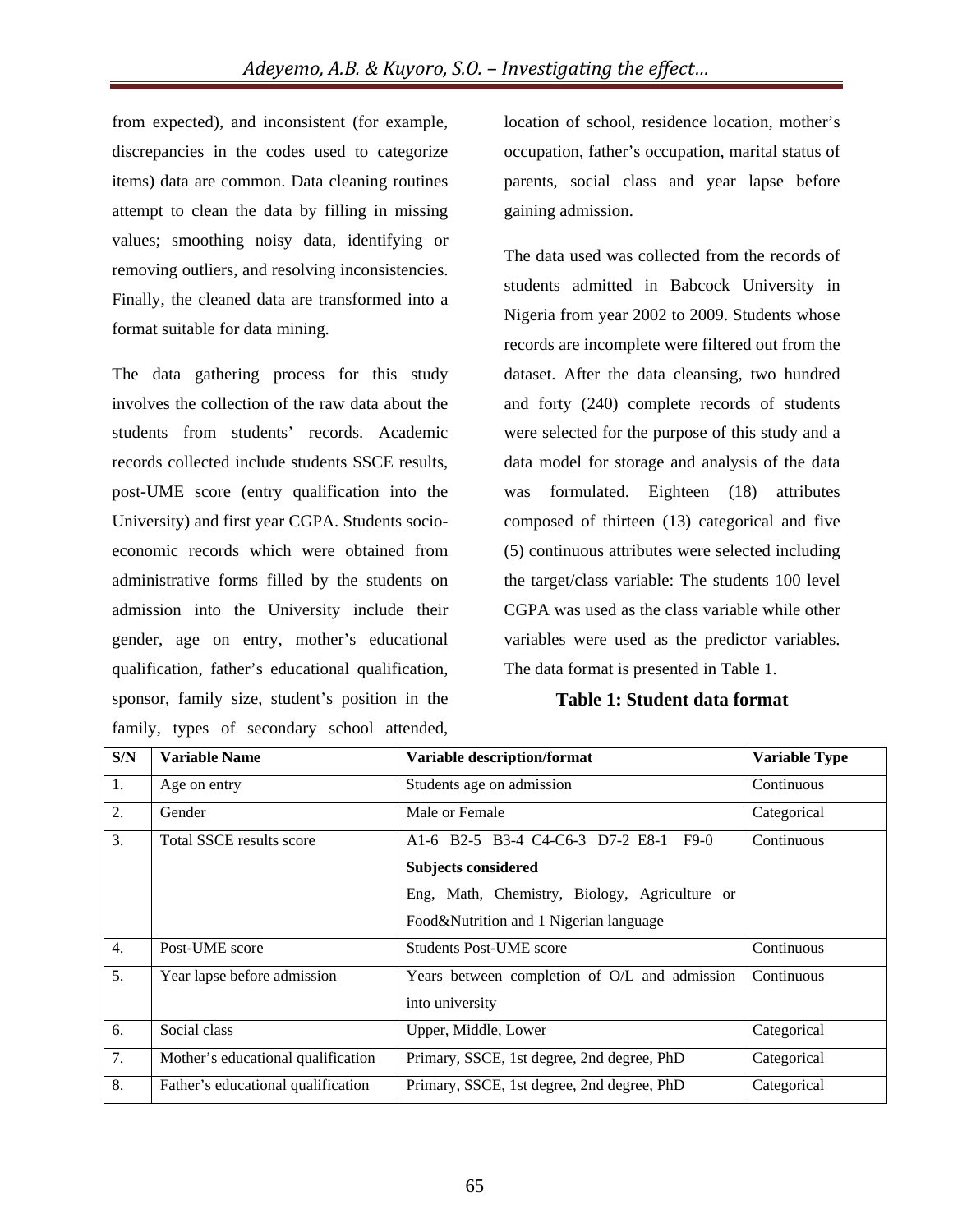from expected), and inconsistent (for example, discrepancies in the codes used to categorize items) data are common. Data cleaning routines attempt to clean the data by filling in missing values; smoothing noisy data, identifying or removing outliers, and resolving inconsistencies. Finally, the cleaned data are transformed into a format suitable for data mining.

The data gathering process for this study involves the collection of the raw data about the students from students' records. Academic records collected include students SSCE results, post-UME score (entry qualification into the University) and first year CGPA. Students socio-economic records which were obtained from administrative forms filled by the students on admission into the University include their gender, age on entry, mother's educational qualification, father's educational qualification, sponsor, family size, student's position in the family, types of secondary school attended, location of school, residence location, mother's occupation, father's occupation, marital status of parents, social class and year lapse before gaining admission.

The data used was collected from the records of students admitted in Babcock University in Nigeria from year 2002 to 2009. Students whose records are incomplete were filtered out from the dataset. After the data cleansing, two hundred and forty (240) complete records of students were selected for the purpose of this study and a data model for storage and analysis of the data was formulated. Eighteen (18) attributes composed of thirteen (13) categorical and five (5) continuous attributes were selected including the target/class variable: The students 100 level CGPA was used as the class variable while other variables were used as the predictor variables. The data format is presented in Table 1.

**Table 1: Student data format**

| S/N | Variable Name | Variable description/format | Variable Type |
|---|---|---|---|
| 1. | Age on entry | Students age on admission | Continuous |
| 2. | Gender | Male or Female | Categorical |
| 3. | Total SSCE results score | A1-6 B2-5 B3-4 C4-C6-3 D7-2 E8-1 F9-0<br>**Subjects considered**<br>Eng, Math, Chemistry, Biology, Agriculture or Food&Nutrition and 1 Nigerian language | Continuous |
| 4. | Post-UME score | Students Post-UME score | Continuous |
| 5. | Year lapse before admission | Years between completion of O/L and admission into university | Continuous |
| 6. | Social class | Upper, Middle, Lower | Categorical |
| 7. | Mother's educational qualification | Primary, SSCE, 1st degree, 2nd degree, PhD | Categorical |
| 8. | Father's educational qualification | Primary, SSCE, 1st degree, 2nd degree, PhD | Categorical |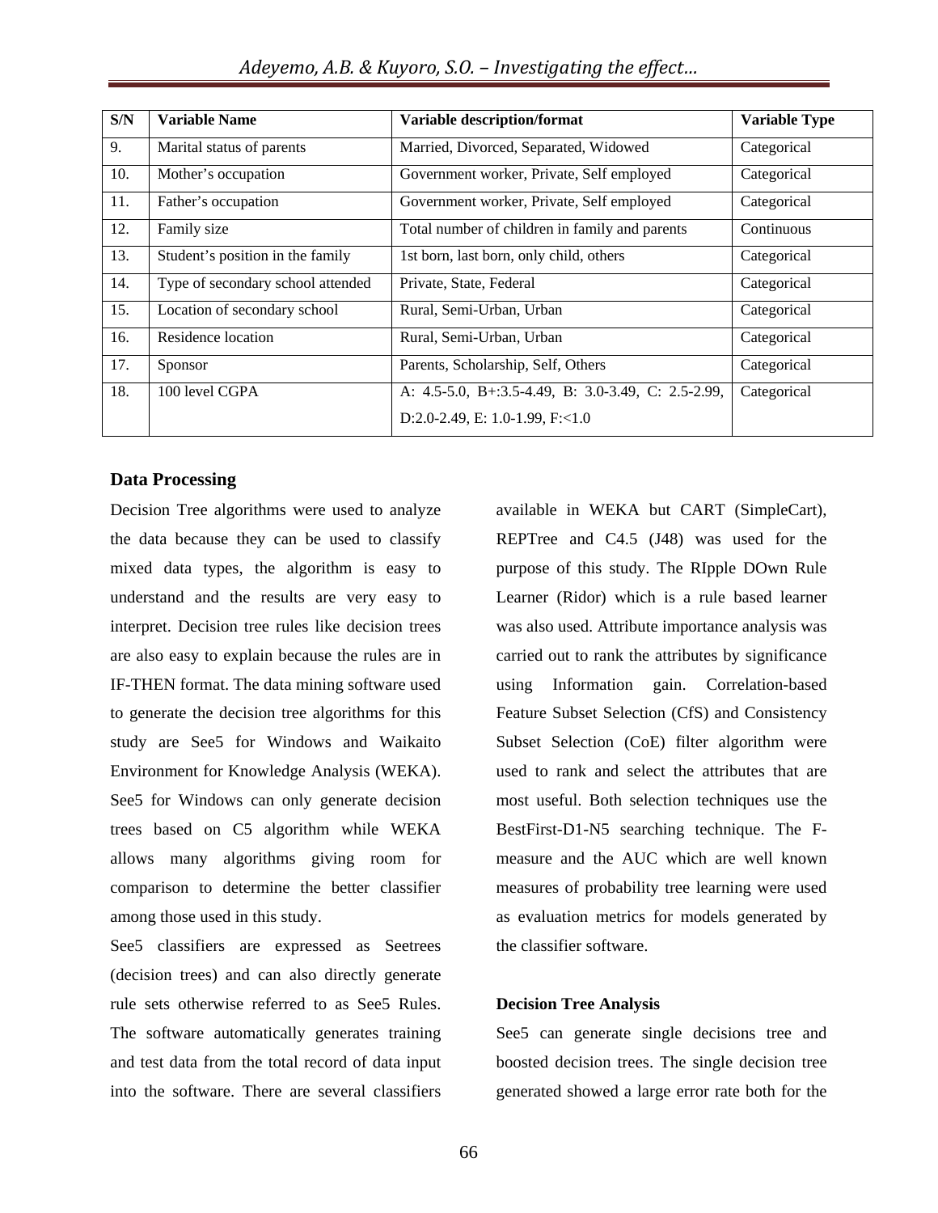| S/N | Variable Name | Variable description/format | Variable Type |
|---|---|---|---|
| 9. | Marital status of parents | Married, Divorced, Separated, Widowed | Categorical |
| 10. | Mother's occupation | Government worker, Private, Self employed | Categorical |
| 11. | Father's occupation | Government worker, Private, Self employed | Categorical |
| 12. | Family size | Total number of children in family and parents | Continuous |
| 13. | Student's position in the family | 1st born, last born, only child, others | Categorical |
| 14. | Type of secondary school attended | Private, State, Federal | Categorical |
| 15. | Location of secondary school | Rural, Semi-Urban, Urban | Categorical |
| 16. | Residence location | Rural, Semi-Urban, Urban | Categorical |
| 17. | Sponsor | Parents, Scholarship, Self, Others | Categorical |
| 18. | 100 level CGPA | A: 4.5-5.0, B+:3.5-4.49, B: 3.0-3.49, C: 2.5-2.99, D:2.0-2.49, E: 1.0-1.99, F:<1.0 | Categorical |

## Data Processing

Decision Tree algorithms were used to analyze the data because they can be used to classify mixed data types, the algorithm is easy to understand and the results are very easy to interpret. Decision tree rules like decision trees are also easy to explain because the rules are in IF-THEN format. The data mining software used to generate the decision tree algorithms for this study are See5 for Windows and Waikaito Environment for Knowledge Analysis (WEKA). See5 for Windows can only generate decision trees based on C5 algorithm while WEKA allows many algorithms giving room for comparison to determine the better classifier among those used in this study.

See5 classifiers are expressed as Seetrees (decision trees) and can also directly generate rule sets otherwise referred to as See5 Rules. The software automatically generates training and test data from the total record of data input into the software. There are several classifiers available in WEKA but CART (SimpleCart), REPTree and C4.5 (J48) was used for the purpose of this study. The RIpple DOwn Rule Learner (Ridor) which is a rule based learner was also used. Attribute importance analysis was carried out to rank the attributes by significance using Information gain. Correlation-based Feature Subset Selection (CfS) and Consistency Subset Selection (CoE) filter algorithm were used to rank and select the attributes that are most useful. Both selection techniques use the BestFirst-D1-N5 searching technique. The F-measure and the AUC which are well known measures of probability tree learning were used as evaluation metrics for models generated by the classifier software.

### Decision Tree Analysis

See5 can generate single decisions tree and boosted decision trees. The single decision tree generated showed a large error rate both for the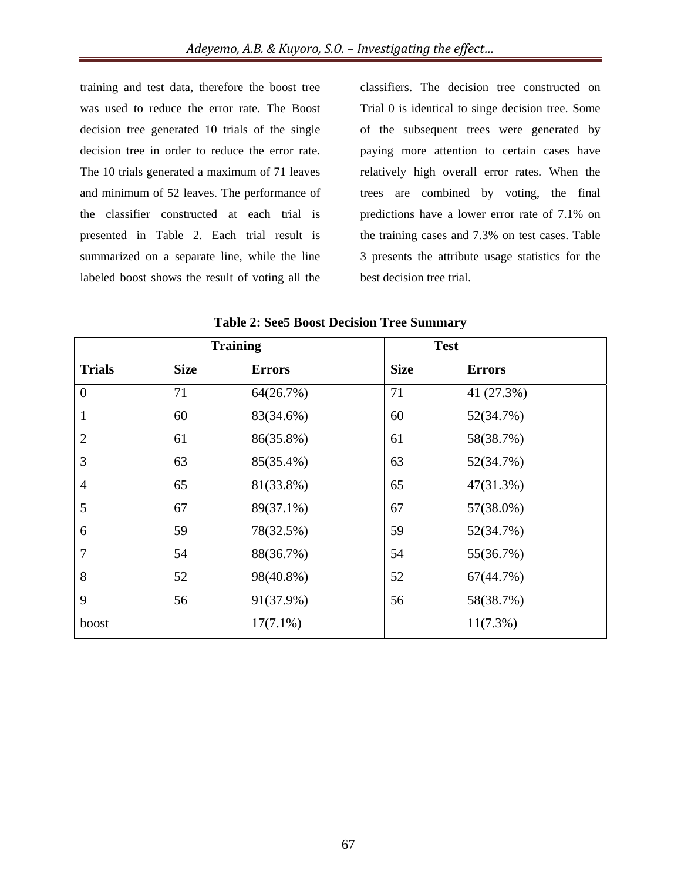training and test data, therefore the boost tree was used to reduce the error rate. The Boost decision tree generated 10 trials of the single decision tree in order to reduce the error rate. The 10 trials generated a maximum of 71 leaves and minimum of 52 leaves. The performance of the classifier constructed at each trial is presented in Table 2. Each trial result is summarized on a separate line, while the line labeled boost shows the result of voting all the classifiers. The decision tree constructed on Trial 0 is identical to singe decision tree. Some of the subsequent trees were generated by paying more attention to certain cases have relatively high overall error rates. When the trees are combined by voting, the final predictions have a lower error rate of 7.1% on the training cases and 7.3% on test cases. Table 3 presents the attribute usage statistics for the best decision tree trial.

**Table 2: See5 Boost Decision Tree Summary**

| | Training | | Test | |
|---|---|---|---|---|
| **Trials** | **Size** | **Errors** | **Size** | **Errors** |
| 0 | 71 | 64(26.7%) | 71 | 41 (27.3%) |
| 1 | 60 | 83(34.6%) | 60 | 52(34.7%) |
| 2 | 61 | 86(35.8%) | 61 | 58(38.7%) |
| 3 | 63 | 85(35.4%) | 63 | 52(34.7%) |
| 4 | 65 | 81(33.8%) | 65 | 47(31.3%) |
| 5 | 67 | 89(37.1%) | 67 | 57(38.0%) |
| 6 | 59 | 78(32.5%) | 59 | 52(34.7%) |
| 7 | 54 | 88(36.7%) | 54 | 55(36.7%) |
| 8 | 52 | 98(40.8%) | 52 | 67(44.7%) |
| 9 | 56 | 91(37.9%) | 56 | 58(38.7%) |
| boost | | 17(7.1%) | | 11(7.3%) |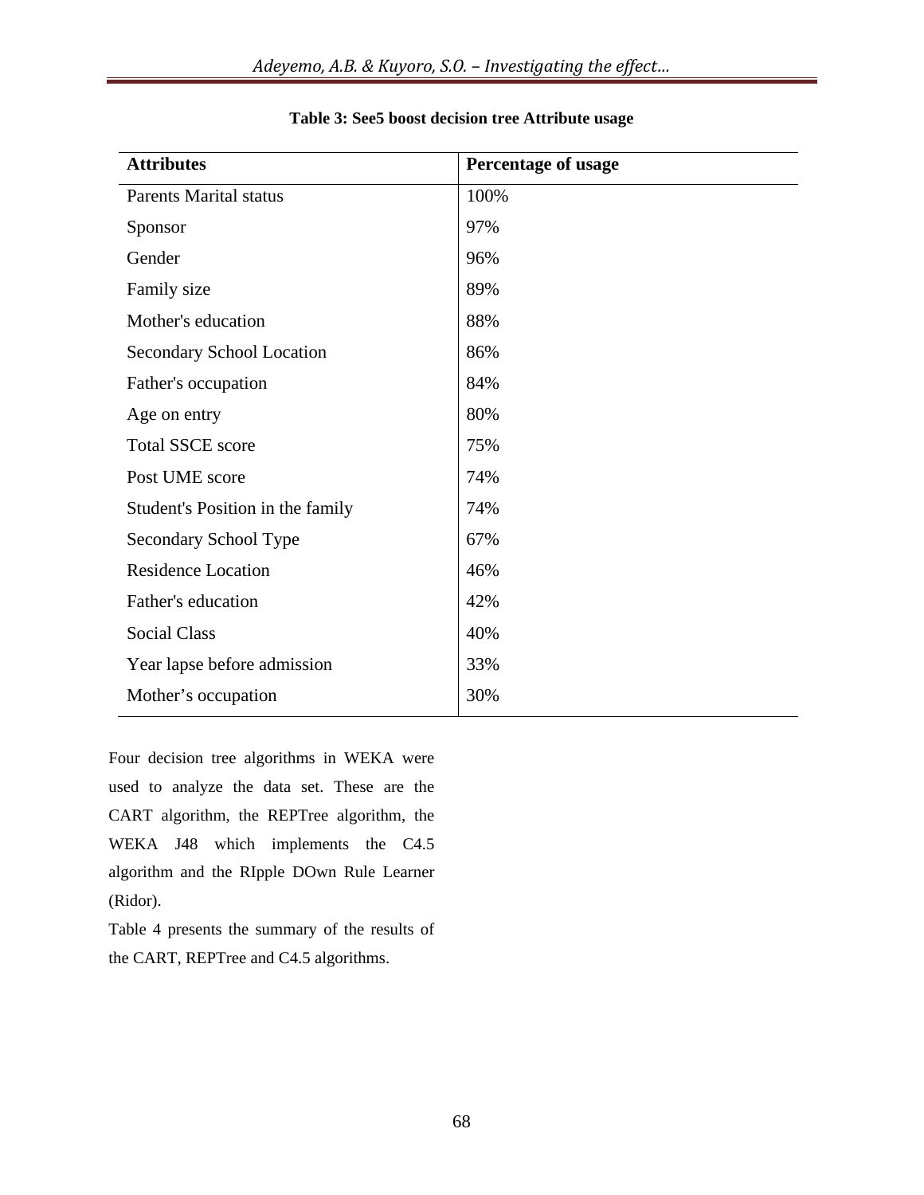**Table 3: See5 boost decision tree Attribute usage**

| Attributes | Percentage of usage |
|---|---|
| Parents Marital status | 100% |
| Sponsor | 97% |
| Gender | 96% |
| Family size | 89% |
| Mother's education | 88% |
| Secondary School Location | 86% |
| Father's occupation | 84% |
| Age on entry | 80% |
| Total SSCE score | 75% |
| Post UME score | 74% |
| Student's Position in the family | 74% |
| Secondary School Type | 67% |
| Residence Location | 46% |
| Father's education | 42% |
| Social Class | 40% |
| Year lapse before admission | 33% |
| Mother's occupation | 30% |

Four decision tree algorithms in WEKA were used to analyze the data set. These are the CART algorithm, the REPTree algorithm, the WEKA J48 which implements the C4.5 algorithm and the RIpple DOwn Rule Learner (Ridor).

Table 4 presents the summary of the results of the CART, REPTree and C4.5 algorithms.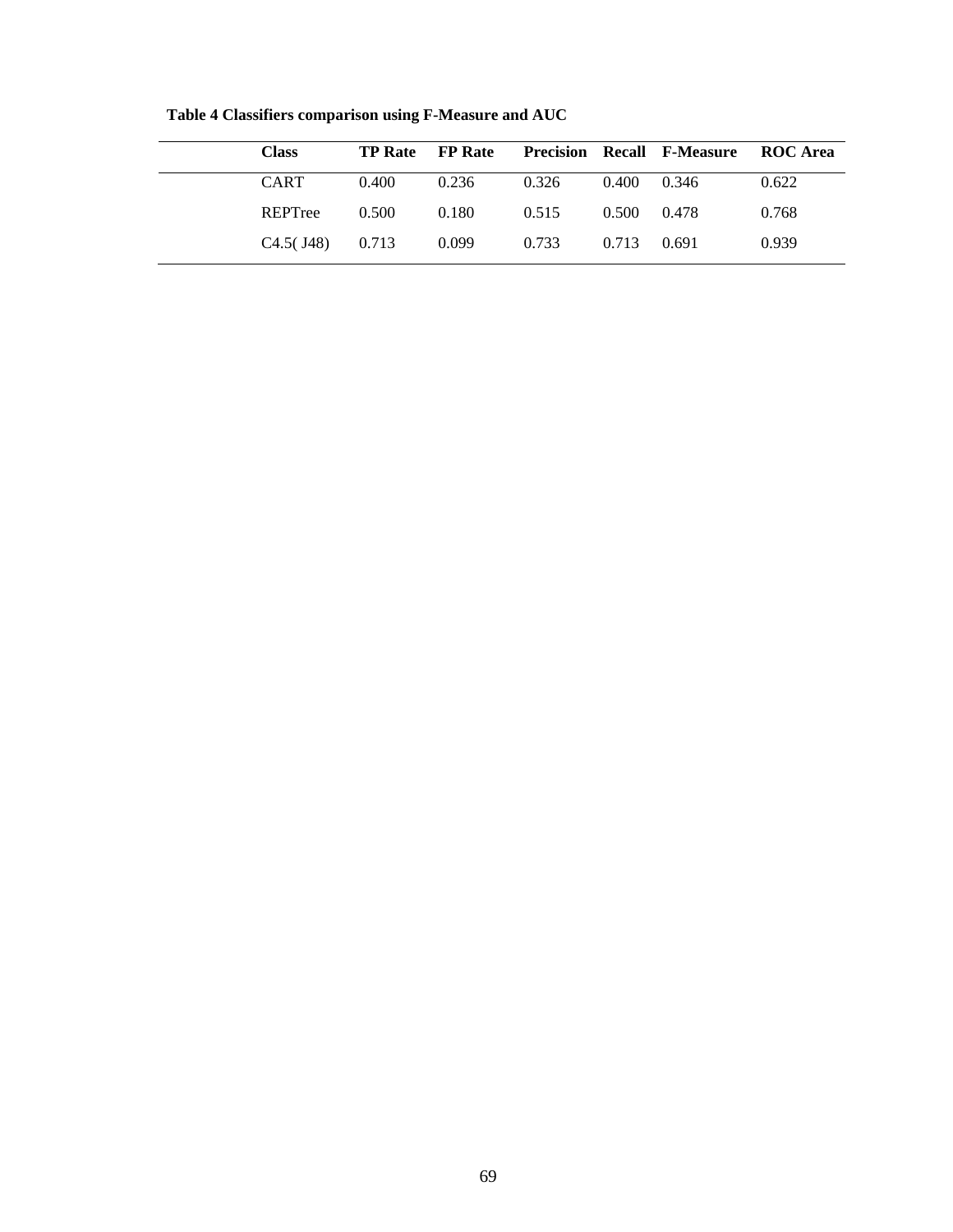**Table 4 Classifiers comparison using F-Measure and AUC**

| Class | TP Rate | FP Rate | Precision | Recall | F-Measure | ROC Area |
|---|---|---|---|---|---|---|
| CART | 0.400 | 0.236 | 0.326 | 0.400 | 0.346 | 0.622 |
| REPTree | 0.500 | 0.180 | 0.515 | 0.500 | 0.478 | 0.768 |
| C4.5( J48) | 0.713 | 0.099 | 0.733 | 0.713 | 0.691 | 0.939 |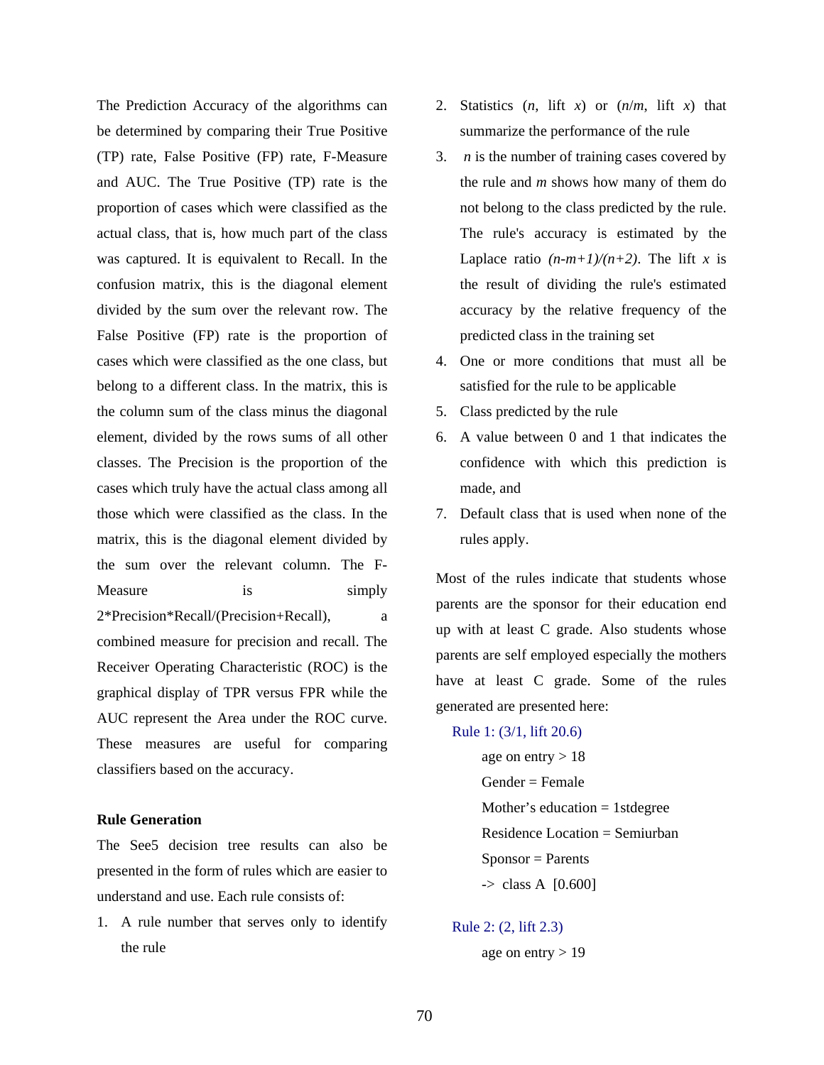The Prediction Accuracy of the algorithms can be determined by comparing their True Positive (TP) rate, False Positive (FP) rate, F-Measure and AUC. The True Positive (TP) rate is the proportion of cases which were classified as the actual class, that is, how much part of the class was captured. It is equivalent to Recall. In the confusion matrix, this is the diagonal element divided by the sum over the relevant row. The False Positive (FP) rate is the proportion of cases which were classified as the one class, but belong to a different class. In the matrix, this is the column sum of the class minus the diagonal element, divided by the rows sums of all other classes. The Precision is the proportion of the cases which truly have the actual class among all those which were classified as the class. In the matrix, this is the diagonal element divided by the sum over the relevant column. The F-Measure is simply 2*Precision*Recall/(Precision+Recall), a combined measure for precision and recall. The Receiver Operating Characteristic (ROC) is the graphical display of TPR versus FPR while the AUC represent the Area under the ROC curve. These measures are useful for comparing classifiers based on the accuracy.

**Rule Generation**

The See5 decision tree results can also be presented in the form of rules which are easier to understand and use. Each rule consists of:

1. A rule number that serves only to identify the rule
2. Statistics ($n$, lift $x$) or ($n/m$, lift $x$) that summarize the performance of the rule
3. $n$ is the number of training cases covered by the rule and $m$ shows how many of them do not belong to the class predicted by the rule. The rule's accuracy is estimated by the Laplace ratio $(n-m+1)/(n+2)$. The lift $x$ is the result of dividing the rule's estimated accuracy by the relative frequency of the predicted class in the training set
4. One or more conditions that must all be satisfied for the rule to be applicable
5. Class predicted by the rule
6. A value between 0 and 1 that indicates the confidence with which this prediction is made, and
7. Default class that is used when none of the rules apply.

Most of the rules indicate that students whose parents are the sponsor for their education end up with at least C grade. Also students whose parents are self employed especially the mothers have at least C grade. Some of the rules generated are presented here:

Rule 1: (3/1, lift 20.6)

    age on entry > 18
    Gender = Female
    Mother's education = 1stdegree
    Residence Location = Semiurban
    Sponsor = Parents
    ->  class A  [0.600]

Rule 2: (2, lift 2.3)

    age on entry > 19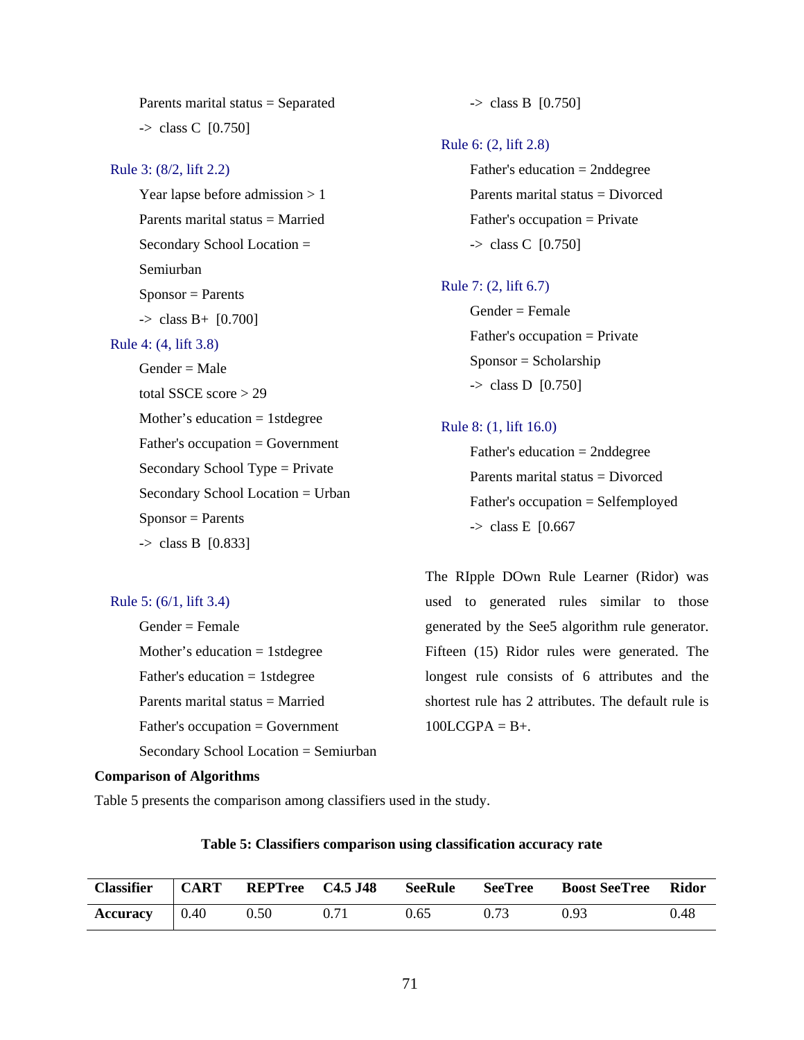Parents marital status = Separated

-> class C [0.750]

Rule 3: (8/2, lift 2.2)

Year lapse before admission > 1

Parents marital status = Married

Secondary School Location = Semiurban

Sponsor = Parents

-> class B+ [0.700]

Rule 4: (4, lift 3.8)

Gender = Male

total SSCE score > 29

Mother's education = 1stdegree

Father's occupation = Government

Secondary School Type = Private

Secondary School Location = Urban

Sponsor = Parents

-> class B [0.833]

Rule 5: (6/1, lift 3.4)

Gender = Female

Mother's education = 1stdegree

Father's education = 1stdegree

Parents marital status = Married

Father's occupation = Government

Secondary School Location = Semiurban

-> class B [0.750]

Rule 6: (2, lift 2.8)

Father's education = 2nddegree

Parents marital status = Divorced

Father's occupation = Private

-> class C [0.750]

Rule 7: (2, lift 6.7)

Gender = Female

Father's occupation = Private

Sponsor = Scholarship

-> class D [0.750]

Rule 8: (1, lift 16.0)

Father's education = 2nddegree

Parents marital status = Divorced

Father's occupation = Selfemployed

-> class E [0.667

The RIpple DOwn Rule Learner (Ridor) was used to generated rules similar to those generated by the See5 algorithm rule generator. Fifteen (15) Ridor rules were generated. The longest rule consists of 6 attributes and the shortest rule has 2 attributes. The default rule is 100LCGPA = B+.

**Comparison of Algorithms**

Table 5 presents the comparison among classifiers used in the study.

**Table 5: Classifiers comparison using classification accuracy rate**

| Classifier | CART | REPTree | C4.5 J48 | SeeRule | SeeTree | Boost SeeTree | Ridor |
|---|---|---|---|---|---|---|---|
| Accuracy | 0.40 | 0.50 | 0.71 | 0.65 | 0.73 | 0.93 | 0.48 |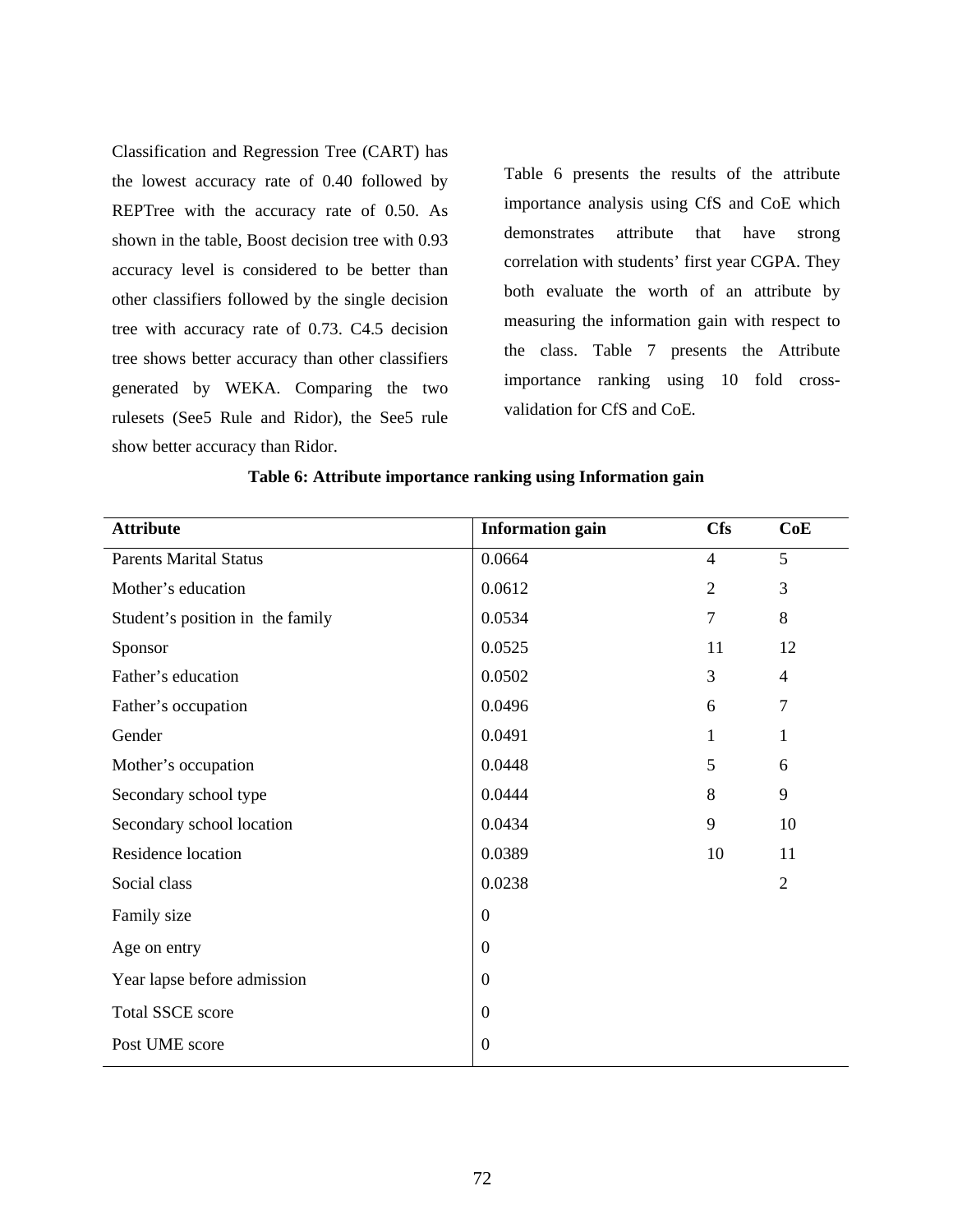Classification and Regression Tree (CART) has the lowest accuracy rate of 0.40 followed by REPTree with the accuracy rate of 0.50. As shown in the table, Boost decision tree with 0.93 accuracy level is considered to be better than other classifiers followed by the single decision tree with accuracy rate of 0.73. C4.5 decision tree shows better accuracy than other classifiers generated by WEKA. Comparing the two rulesets (See5 Rule and Ridor), the See5 rule show better accuracy than Ridor.

Table 6 presents the results of the attribute importance analysis using CfS and CoE which demonstrates attribute that have strong correlation with students' first year CGPA. They both evaluate the worth of an attribute by measuring the information gain with respect to the class. Table 7 presents the Attribute importance ranking using 10 fold cross-validation for CfS and CoE.

**Table 6: Attribute importance ranking using Information gain**

| Attribute | Information gain | Cfs | CoE |
|---|---|---|---|
| Parents Marital Status | 0.0664 | 4 | 5 |
| Mother's education | 0.0612 | 2 | 3 |
| Student's position in the family | 0.0534 | 7 | 8 |
| Sponsor | 0.0525 | 11 | 12 |
| Father's education | 0.0502 | 3 | 4 |
| Father's occupation | 0.0496 | 6 | 7 |
| Gender | 0.0491 | 1 | 1 |
| Mother's occupation | 0.0448 | 5 | 6 |
| Secondary school type | 0.0444 | 8 | 9 |
| Secondary school location | 0.0434 | 9 | 10 |
| Residence location | 0.0389 | 10 | 11 |
| Social class | 0.0238 | | 2 |
| Family size | 0 | | |
| Age on entry | 0 | | |
| Year lapse before admission | 0 | | |
| Total SSCE score | 0 | | |
| Post UME score | 0 | | |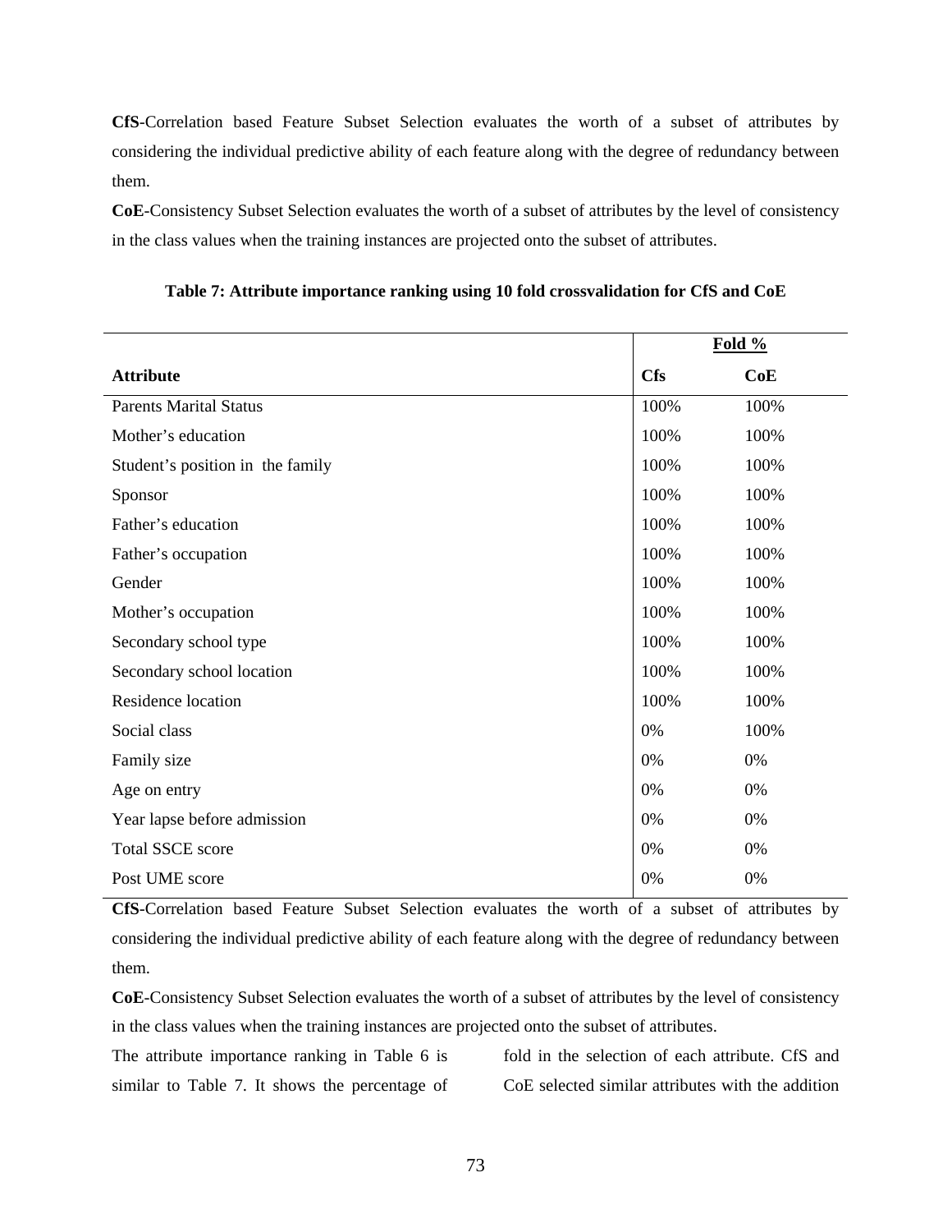**CfS**-Correlation based Feature Subset Selection evaluates the worth of a subset of attributes by considering the individual predictive ability of each feature along with the degree of redundancy between them.

**CoE**-Consistency Subset Selection evaluates the worth of a subset of attributes by the level of consistency in the class values when the training instances are projected onto the subset of attributes.

**Table 7: Attribute importance ranking using 10 fold crossvalidation for CfS and CoE**

| | Fold % | |
|---|---|---|
| **Attribute** | **Cfs** | **CoE** |
| Parents Marital Status | 100% | 100% |
| Mother's education | 100% | 100% |
| Student's position in the family | 100% | 100% |
| Sponsor | 100% | 100% |
| Father's education | 100% | 100% |
| Father's occupation | 100% | 100% |
| Gender | 100% | 100% |
| Mother's occupation | 100% | 100% |
| Secondary school type | 100% | 100% |
| Secondary school location | 100% | 100% |
| Residence location | 100% | 100% |
| Social class | 0% | 100% |
| Family size | 0% | 0% |
| Age on entry | 0% | 0% |
| Year lapse before admission | 0% | 0% |
| Total SSCE score | 0% | 0% |
| Post UME score | 0% | 0% |

**CfS**-Correlation based Feature Subset Selection evaluates the worth of a subset of attributes by considering the individual predictive ability of each feature along with the degree of redundancy between them.

**CoE**-Consistency Subset Selection evaluates the worth of a subset of attributes by the level of consistency in the class values when the training instances are projected onto the subset of attributes.

The attribute importance ranking in Table 6 is similar to Table 7. It shows the percentage of fold in the selection of each attribute. CfS and CoE selected similar attributes with the addition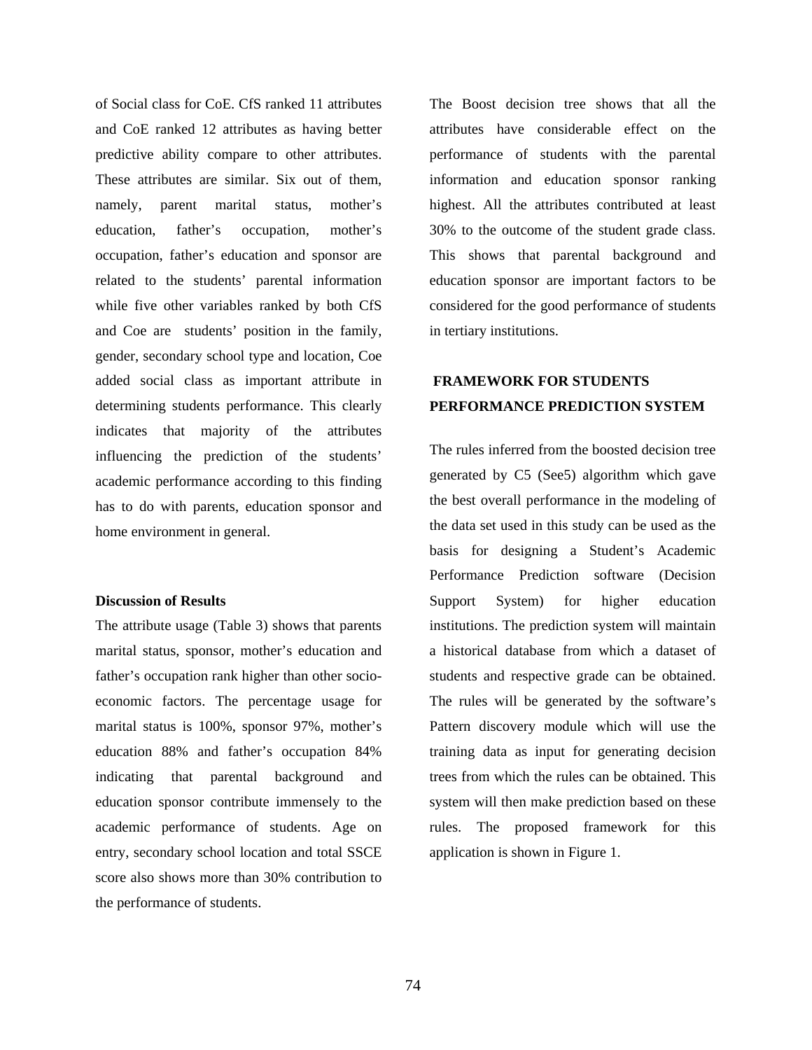of Social class for CoE. CfS ranked 11 attributes and CoE ranked 12 attributes as having better predictive ability compare to other attributes. These attributes are similar. Six out of them, namely, parent marital status, mother's education, father's occupation, mother's occupation, father's education and sponsor are related to the students' parental information while five other variables ranked by both CfS and Coe are students' position in the family, gender, secondary school type and location, Coe added social class as important attribute in determining students performance. This clearly indicates that majority of the attributes influencing the prediction of the students' academic performance according to this finding has to do with parents, education sponsor and home environment in general.

**Discussion of Results**

The attribute usage (Table 3) shows that parents marital status, sponsor, mother's education and father's occupation rank higher than other socio-economic factors. The percentage usage for marital status is 100%, sponsor 97%, mother's education 88% and father's occupation 84% indicating that parental background and education sponsor contribute immensely to the academic performance of students. Age on entry, secondary school location and total SSCE score also shows more than 30% contribution to the performance of students.

The Boost decision tree shows that all the attributes have considerable effect on the performance of students with the parental information and education sponsor ranking highest. All the attributes contributed at least 30% to the outcome of the student grade class. This shows that parental background and education sponsor are important factors to be considered for the good performance of students in tertiary institutions.

## FRAMEWORK FOR STUDENTS PERFORMANCE PREDICTION SYSTEM

The rules inferred from the boosted decision tree generated by C5 (See5) algorithm which gave the best overall performance in the modeling of the data set used in this study can be used as the basis for designing a Student's Academic Performance Prediction software (Decision Support System) for higher education institutions. The prediction system will maintain a historical database from which a dataset of students and respective grade can be obtained. The rules will be generated by the software's Pattern discovery module which will use the training data as input for generating decision trees from which the rules can be obtained. This system will then make prediction based on these rules. The proposed framework for this application is shown in Figure 1.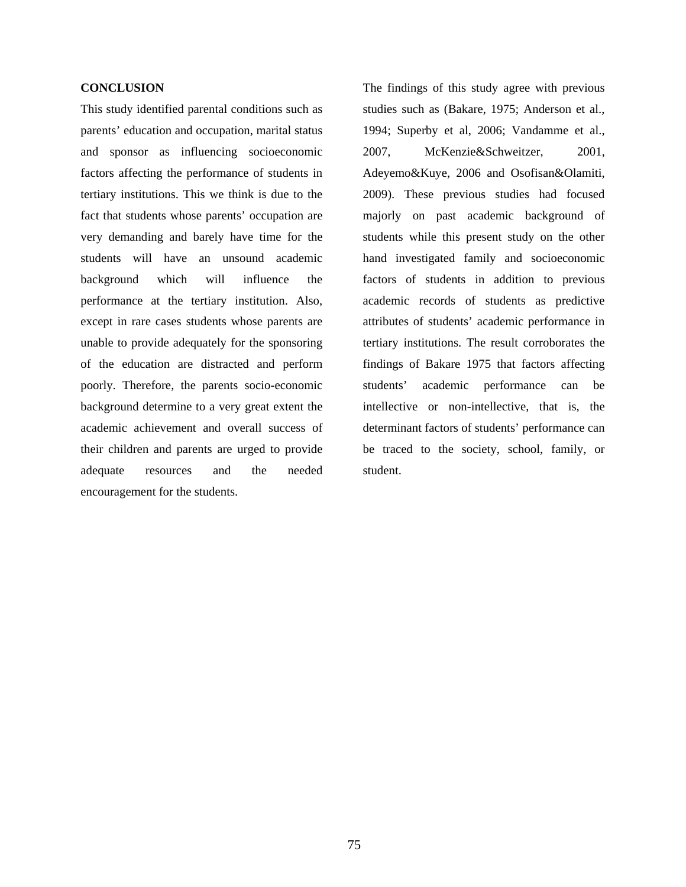## CONCLUSION

This study identified parental conditions such as parents' education and occupation, marital status and sponsor as influencing socioeconomic factors affecting the performance of students in tertiary institutions. This we think is due to the fact that students whose parents' occupation are very demanding and barely have time for the students will have an unsound academic background which will influence the performance at the tertiary institution. Also, except in rare cases students whose parents are unable to provide adequately for the sponsoring of the education are distracted and perform poorly. Therefore, the parents socio-economic background determine to a very great extent the academic achievement and overall success of their children and parents are urged to provide adequate resources and the needed encouragement for the students.

The findings of this study agree with previous studies such as (Bakare, 1975; Anderson et al., 1994; Superby et al, 2006; Vandamme et al., 2007, McKenzie&Schweitzer, 2001, Adeyemo&Kuye, 2006 and Osofisan&Olamiti, 2009). These previous studies had focused majorly on past academic background of students while this present study on the other hand investigated family and socioeconomic factors of students in addition to previous academic records of students as predictive attributes of students' academic performance in tertiary institutions. The result corroborates the findings of Bakare 1975 that factors affecting students' academic performance can be intellective or non-intellective, that is, the determinant factors of students' performance can be traced to the society, school, family, or student.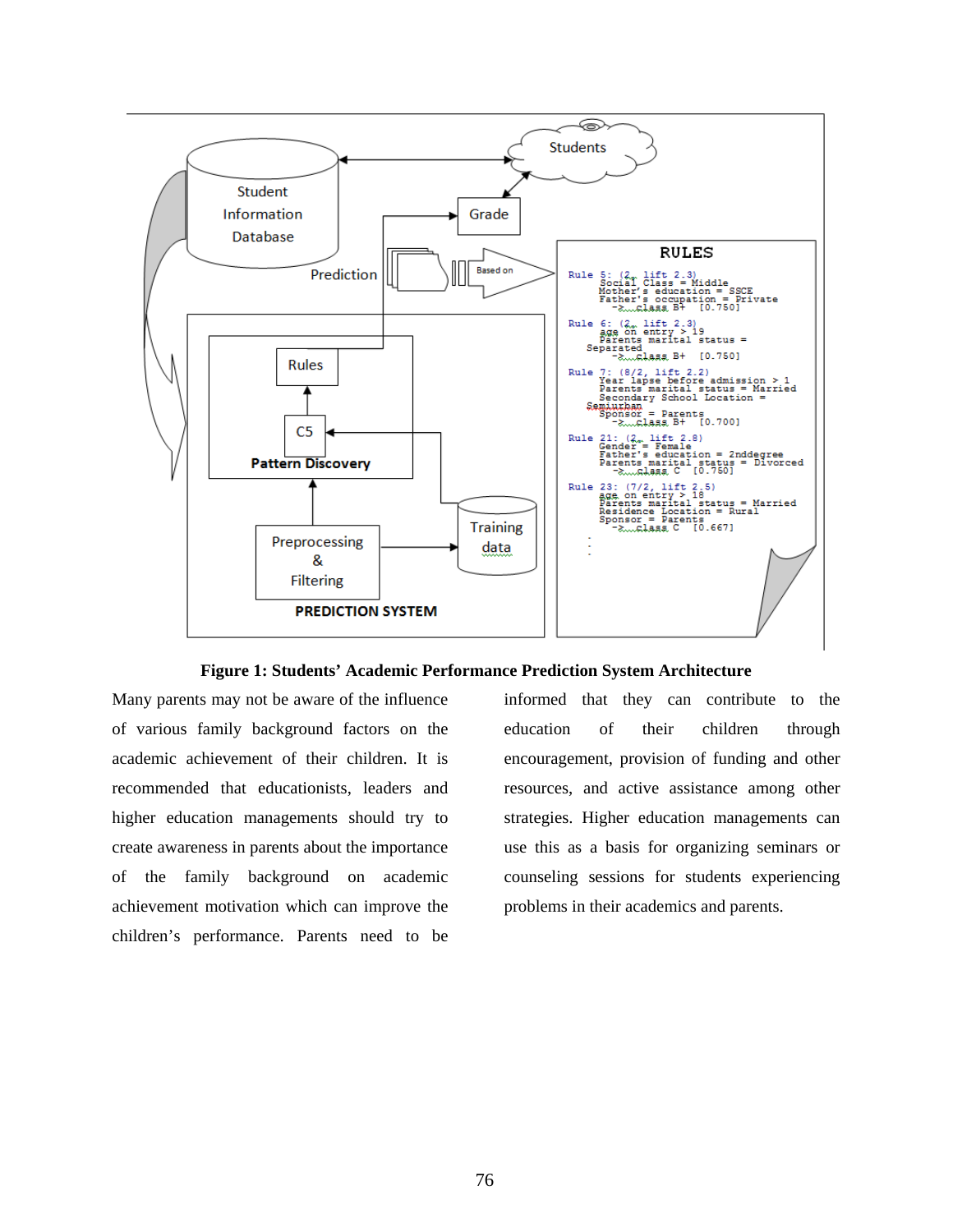**Figure 1: Students' Academic Performance Prediction System Architecture**

Many parents may not be aware of the influence of various family background factors on the academic achievement of their children. It is recommended that educationists, leaders and higher education managements should try to create awareness in parents about the importance of the family background on academic achievement motivation which can improve the children's performance. Parents need to be informed that they can contribute to the education of their children through encouragement, provision of funding and other resources, and active assistance among other strategies. Higher education managements can use this as a basis for organizing seminars or counseling sessions for students experiencing problems in their academics and parents.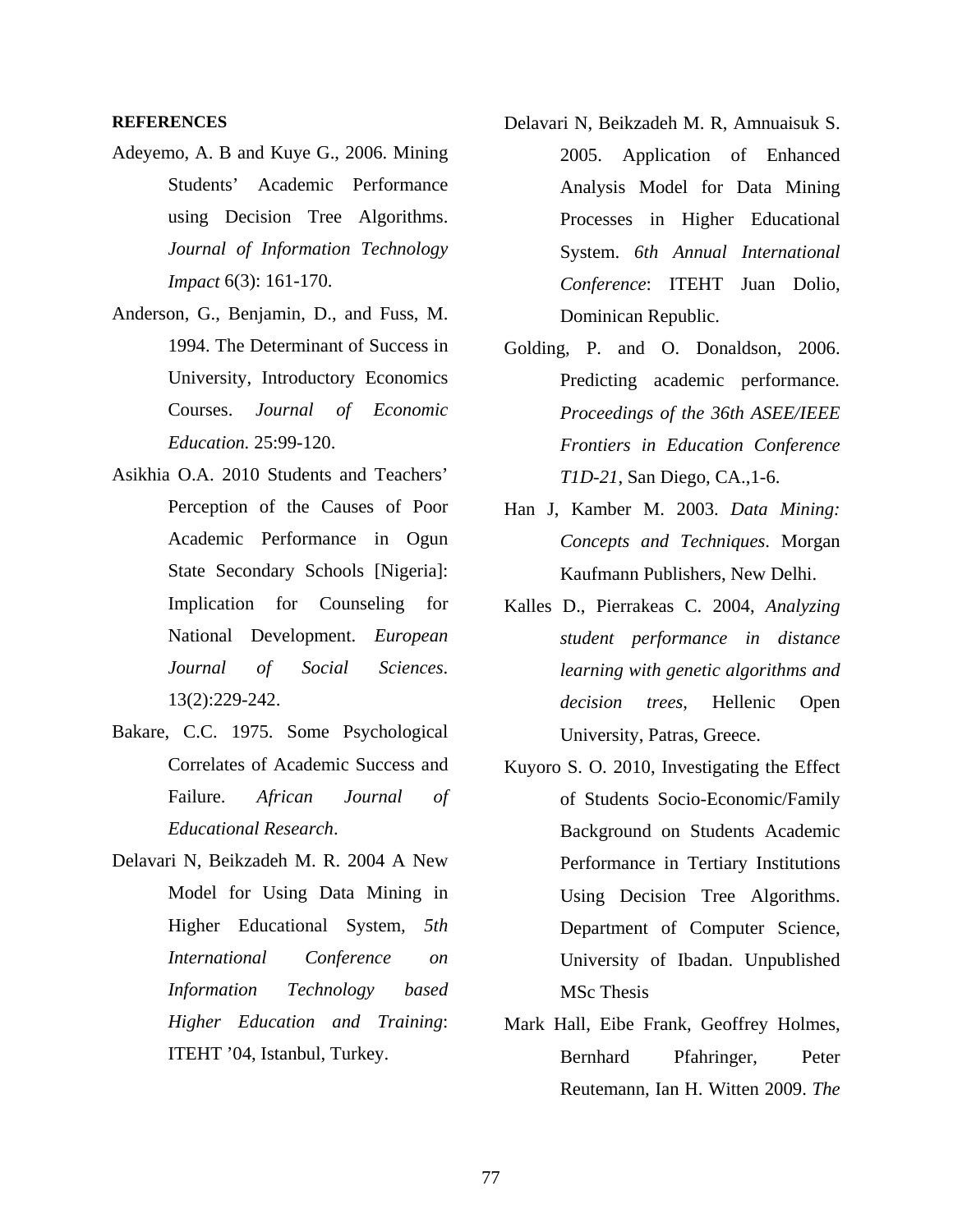**REFERENCES**

Adeyemo, A. B and Kuye G., 2006. Mining Students' Academic Performance using Decision Tree Algorithms. *Journal of Information Technology Impact* 6(3): 161-170.

Anderson, G., Benjamin, D., and Fuss, M. 1994. The Determinant of Success in University, Introductory Economics Courses. *Journal of Economic Education.* 25:99-120.

Asikhia O.A. 2010 Students and Teachers' Perception of the Causes of Poor Academic Performance in Ogun State Secondary Schools [Nigeria]: Implication for Counseling for National Development. *European Journal of Social Sciences*. 13(2):229-242.

Bakare, C.C. 1975. Some Psychological Correlates of Academic Success and Failure. *African Journal of Educational Research*.

Delavari N, Beikzadeh M. R. 2004 A New Model for Using Data Mining in Higher Educational System, *5th International Conference on Information Technology based Higher Education and Training*: ITEHT '04, Istanbul, Turkey.

Delavari N, Beikzadeh M. R, Amnuaisuk S. 2005. Application of Enhanced Analysis Model for Data Mining Processes in Higher Educational System. *6th Annual International Conference*: ITEHT Juan Dolio, Dominican Republic.

Golding, P. and O. Donaldson, 2006. Predicting academic performance. *Proceedings of the 36th ASEE/IEEE Frontiers in Education Conference T1D-21*, San Diego, CA.,1-6.

Han J, Kamber M. 2003. *Data Mining: Concepts and Techniques*. Morgan Kaufmann Publishers, New Delhi.

Kalles D., Pierrakeas C. 2004, *Analyzing student performance in distance learning with genetic algorithms and decision trees*, Hellenic Open University, Patras, Greece.

Kuyoro S. O. 2010, Investigating the Effect of Students Socio-Economic/Family Background on Students Academic Performance in Tertiary Institutions Using Decision Tree Algorithms. Department of Computer Science, University of Ibadan. Unpublished MSc Thesis

Mark Hall, Eibe Frank, Geoffrey Holmes, Bernhard Pfahringer, Peter Reutemann, Ian H. Witten 2009. *The*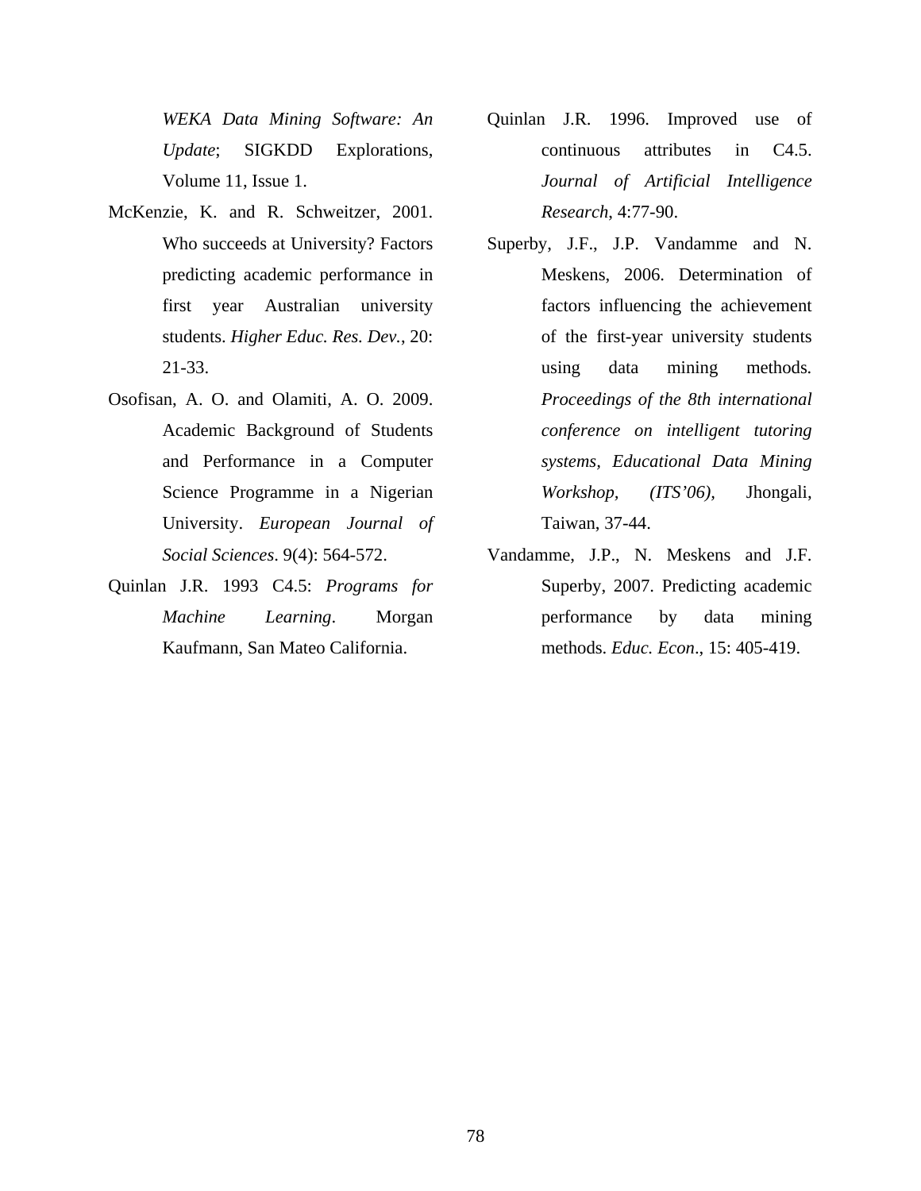*WEKA Data Mining Software: An Update*; SIGKDD Explorations, Volume 11, Issue 1.

McKenzie, K. and R. Schweitzer, 2001. Who succeeds at University? Factors predicting academic performance in first year Australian university students. *Higher Educ. Res. Dev.*, 20: 21-33.

Osofisan, A. O. and Olamiti, A. O. 2009. Academic Background of Students and Performance in a Computer Science Programme in a Nigerian University. *European Journal of Social Sciences*. 9(4): 564-572.

Quinlan J.R. 1993 C4.5: *Programs for Machine Learning*. Morgan Kaufmann, San Mateo California.

Quinlan J.R. 1996. Improved use of continuous attributes in C4.5. *Journal of Artificial Intelligence Research*, 4:77-90.

Superby, J.F., J.P. Vandamme and N. Meskens, 2006. Determination of factors influencing the achievement of the first-year university students using data mining methods. *Proceedings of the 8th international conference on intelligent tutoring systems, Educational Data Mining Workshop, (ITS'06)*, Jhongali, Taiwan, 37-44.

Vandamme, J.P., N. Meskens and J.F. Superby, 2007. Predicting academic performance by data mining methods. *Educ. Econ*., 15: 405-419.